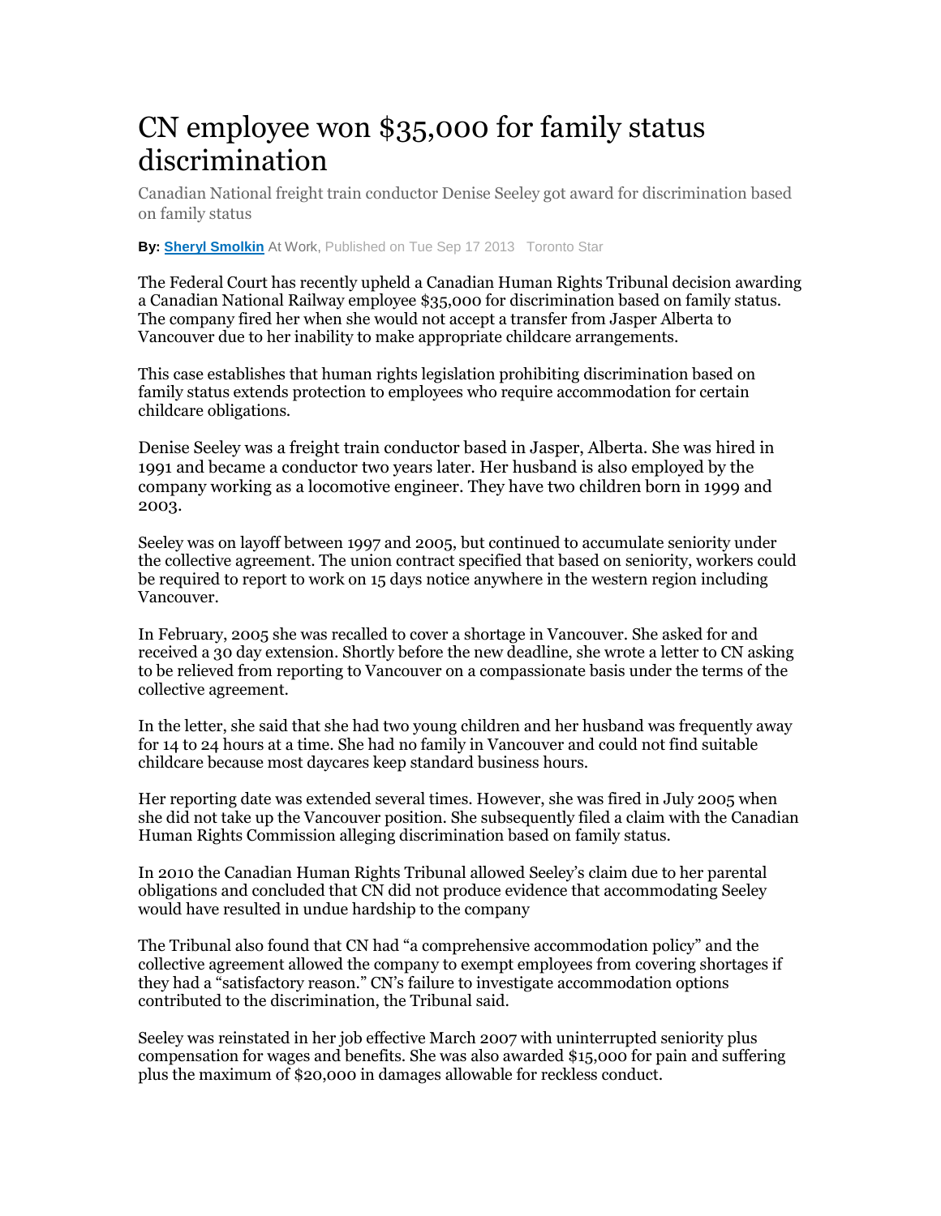# CN employee won $35,000 for family status discrimination

Canadian National freight train conductor Denise Seeley got award for discrimination based on family status

**By:** **Sheryl Smolkin** At Work, Published on Tue Sep 17 2013 Toronto Star

The Federal Court has recently upheld a Canadian Human Rights Tribunal decision awarding a Canadian National Railway employee $35,000 for discrimination based on family status. The company fired her when she would not accept a transfer from Jasper Alberta to Vancouver due to her inability to make appropriate childcare arrangements.

This case establishes that human rights legislation prohibiting discrimination based on family status extends protection to employees who require accommodation for certain childcare obligations.

Denise Seeley was a freight train conductor based in Jasper, Alberta. She was hired in 1991 and became a conductor two years later. Her husband is also employed by the company working as a locomotive engineer. They have two children born in 1999 and 2003.

Seeley was on layoff between 1997 and 2005, but continued to accumulate seniority under the collective agreement. The union contract specified that based on seniority, workers could be required to report to work on 15 days notice anywhere in the western region including Vancouver.

In February, 2005 she was recalled to cover a shortage in Vancouver. She asked for and received a 30 day extension. Shortly before the new deadline, she wrote a letter to CN asking to be relieved from reporting to Vancouver on a compassionate basis under the terms of the collective agreement.

In the letter, she said that she had two young children and her husband was frequently away for 14 to 24 hours at a time. She had no family in Vancouver and could not find suitable childcare because most daycares keep standard business hours.

Her reporting date was extended several times. However, she was fired in July 2005 when she did not take up the Vancouver position. She subsequently filed a claim with the Canadian Human Rights Commission alleging discrimination based on family status.

In 2010 the Canadian Human Rights Tribunal allowed Seeley's claim due to her parental obligations and concluded that CN did not produce evidence that accommodating Seeley would have resulted in undue hardship to the company

The Tribunal also found that CN had "a comprehensive accommodation policy" and the collective agreement allowed the company to exempt employees from covering shortages if they had a "satisfactory reason." CN's failure to investigate accommodation options contributed to the discrimination, the Tribunal said.

Seeley was reinstated in her job effective March 2007 with uninterrupted seniority plus compensation for wages and benefits. She was also awarded $15,000 for pain and suffering plus the maximum of $20,000 in damages allowable for reckless conduct.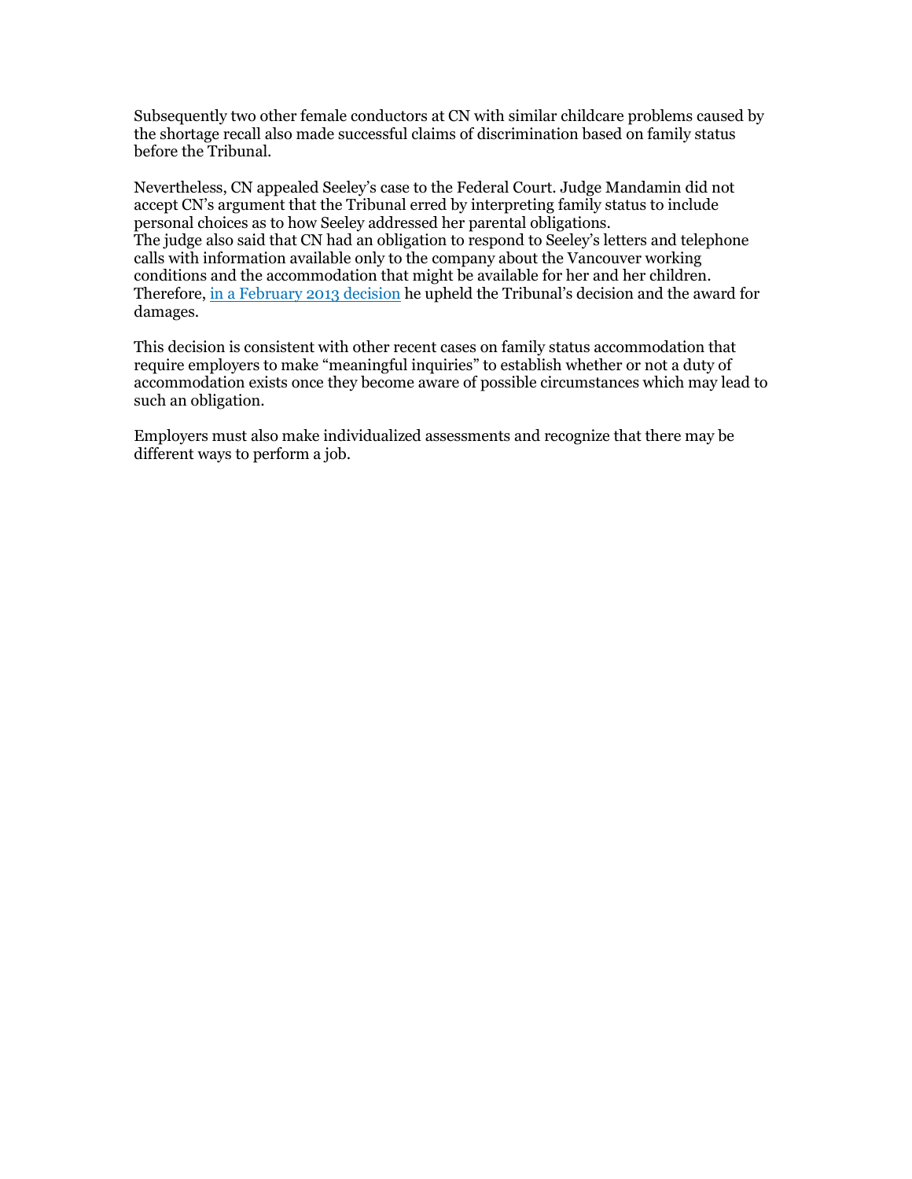Subsequently two other female conductors at CN with similar childcare problems caused by the shortage recall also made successful claims of discrimination based on family status before the Tribunal.

Nevertheless, CN appealed Seeley's case to the Federal Court. Judge Mandamin did not accept CN's argument that the Tribunal erred by interpreting family status to include personal choices as to how Seeley addressed her parental obligations.
The judge also said that CN had an obligation to respond to Seeley's letters and telephone calls with information available only to the company about the Vancouver working conditions and the accommodation that might be available for her and her children. Therefore, in a February 2013 decision he upheld the Tribunal's decision and the award for damages.

This decision is consistent with other recent cases on family status accommodation that require employers to make "meaningful inquiries" to establish whether or not a duty of accommodation exists once they become aware of possible circumstances which may lead to such an obligation.

Employers must also make individualized assessments and recognize that there may be different ways to perform a job.